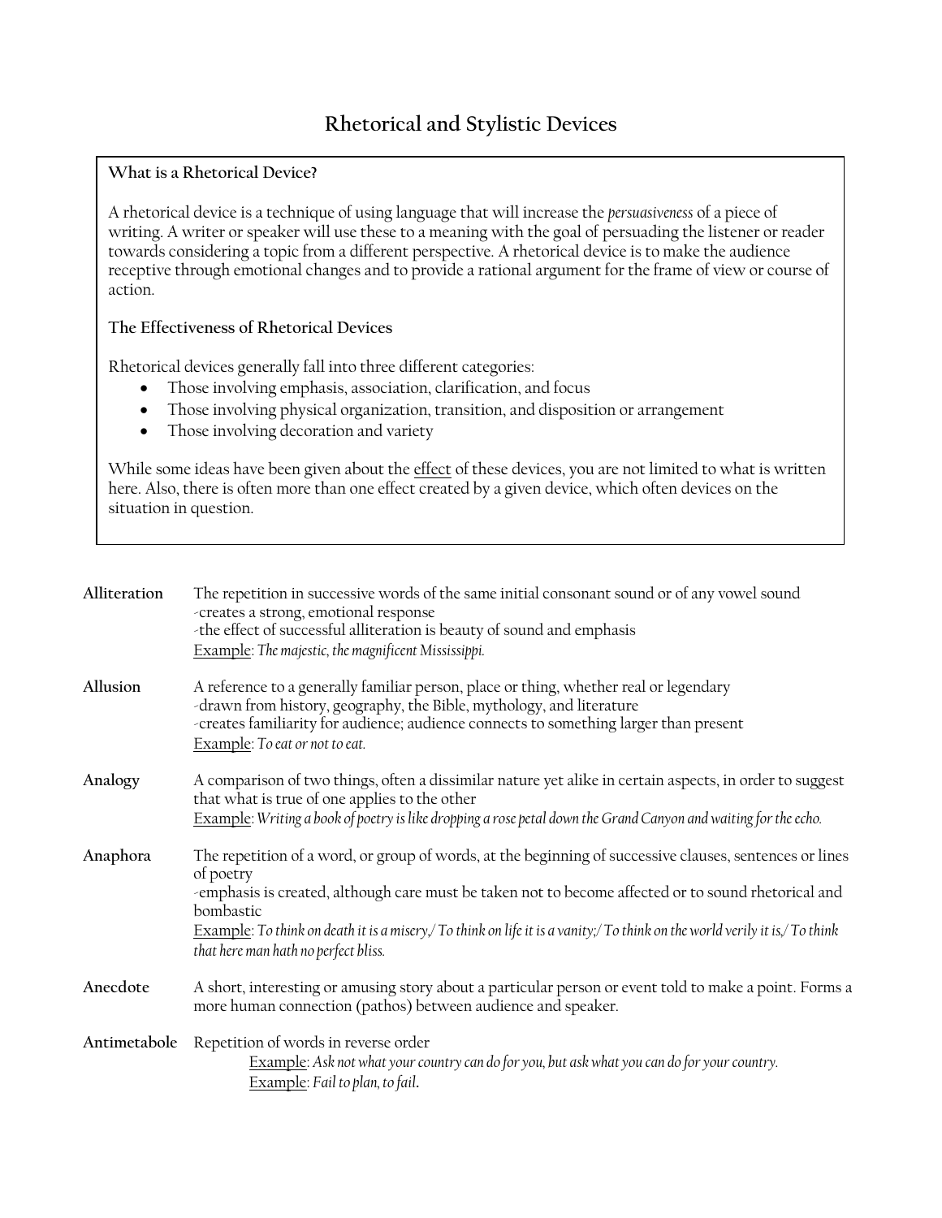# Rhetorical and Stylistic Devices

**What is a Rhetorical Device?**

A rhetorical device is a technique of using language that will increase the *persuasiveness* of a piece of writing. A writer or speaker will use these to a meaning with the goal of persuading the listener or reader towards considering a topic from a different perspective. A rhetorical device is to make the audience receptive through emotional changes and to provide a rational argument for the frame of view or course of action.

**The Effectiveness of Rhetorical Devices**

Rhetorical devices generally fall into three different categories:

- Those involving emphasis, association, clarification, and focus
- Those involving physical organization, transition, and disposition or arrangement
- Those involving decoration and variety

While some ideas have been given about the <u>effect</u> of these devices, you are not limited to what is written here. Also, there is often more than one effect created by a given device, which often devices on the situation in question.

**Alliteration** The repetition in successive words of the same initial consonant sound or of any vowel sound
-creates a strong, emotional response
-the effect of successful alliteration is beauty of sound and emphasis
<u>Example</u>: *The majestic, the magnificent Mississippi.*

**Allusion** A reference to a generally familiar person, place or thing, whether real or legendary
-drawn from history, geography, the Bible, mythology, and literature
-creates familiarity for audience; audience connects to something larger than present
<u>Example</u>: *To eat or not to eat.*

**Analogy** A comparison of two things, often a dissimilar nature yet alike in certain aspects, in order to suggest that what is true of one applies to the other
<u>Example</u>: *Writing a book of poetry is like dropping a rose petal down the Grand Canyon and waiting for the echo.*

**Anaphora** The repetition of a word, or group of words, at the beginning of successive clauses, sentences or lines of poetry
-emphasis is created, although care must be taken not to become affected or to sound rhetorical and bombastic
<u>Example</u>: *To think on death it is a misery,/ To think on life it is a vanity;/ To think on the world verily it is,/ To think that here man hath no perfect bliss.*

**Anecdote** A short, interesting or amusing story about a particular person or event told to make a point. Forms a more human connection (pathos) between audience and speaker.

**Antimetabole** Repetition of words in reverse order
<u>Example</u>: *Ask not what your country can do for you, but ask what you can do for your country.*
<u>Example</u>: *Fail to plan, to fail.*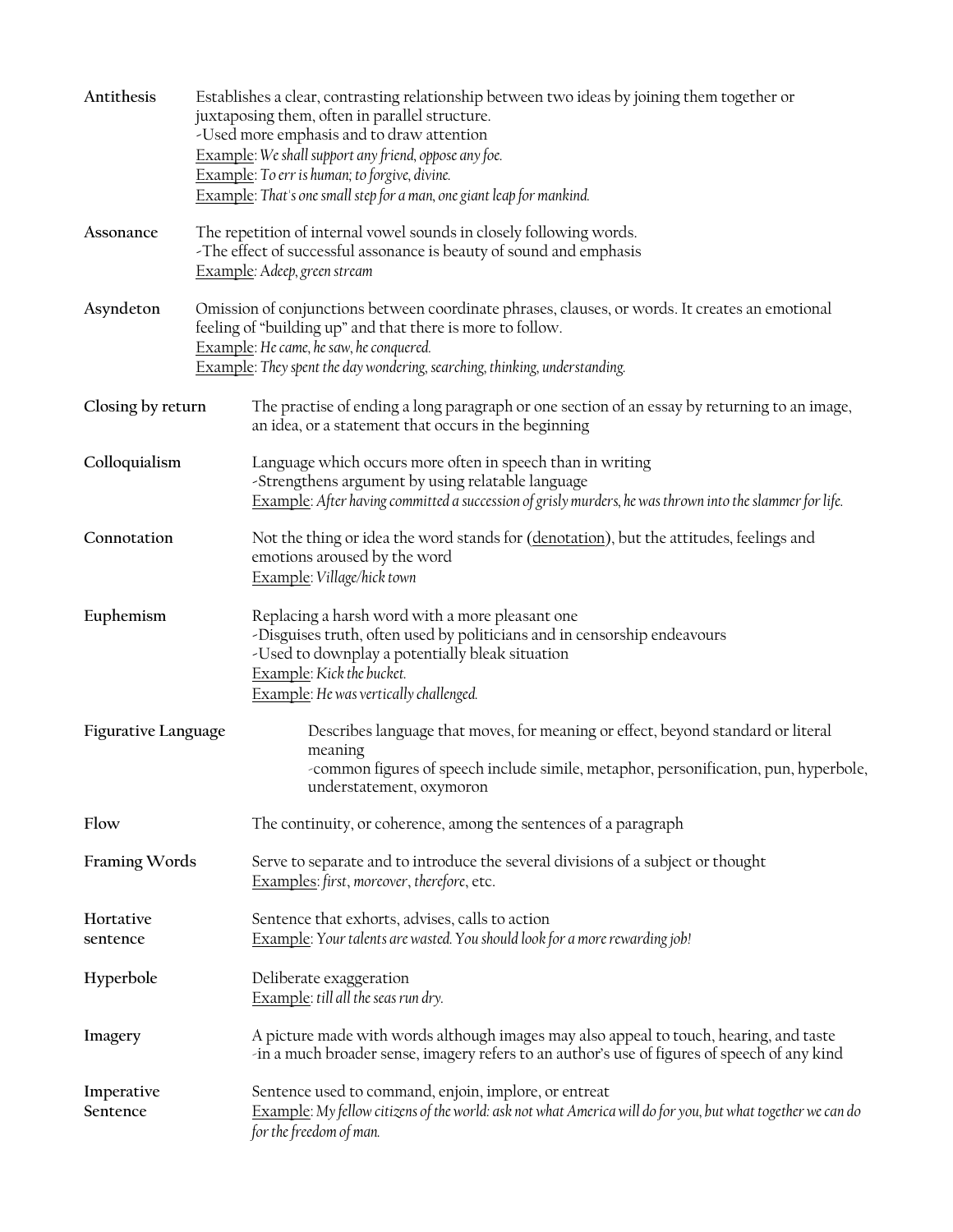**Antithesis**

Establishes a clear, contrasting relationship between two ideas by joining them together or juxtaposing them, often in parallel structure.
-Used more emphasis and to draw attention
Example: *We shall support any friend, oppose any foe.*
Example: *To err is human; to forgive, divine.*
Example: *That's one small step for a man, one giant leap for mankind.*

**Assonance**

The repetition of internal vowel sounds in closely following words.
-The effect of successful assonance is beauty of sound and emphasis
Example: *A deep, green stream*

**Asyndeton**

Omission of conjunctions between coordinate phrases, clauses, or words. It creates an emotional feeling of "building up" and that there is more to follow.
Example: *He came, he saw, he conquered.*
Example: *They spent the day wondering, searching, thinking, understanding.*

**Closing by return**

The practise of ending a long paragraph or one section of an essay by returning to an image, an idea, or a statement that occurs in the beginning

**Colloquialism**

Language which occurs more often in speech than in writing
-Strengthens argument by using relatable language
Example: *After having committed a succession of grisly murders, he was thrown into the slammer for life.*

**Connotation**

Not the thing or idea the word stands for (denotation), but the attitudes, feelings and emotions aroused by the word
Example: *Village/hick town*

**Euphemism**

Replacing a harsh word with a more pleasant one
-Disguises truth, often used by politicians and in censorship endeavours
-Used to downplay a potentially bleak situation
Example: *Kick the bucket.*
Example: *He was vertically challenged.*

**Figurative Language**

Describes language that moves, for meaning or effect, beyond standard or literal meaning
-common figures of speech include simile, metaphor, personification, pun, hyperbole, understatement, oxymoron

**Flow**

The continuity, or coherence, among the sentences of a paragraph

**Framing Words**

Serve to separate and to introduce the several divisions of a subject or thought
Examples: *first*, *moreover*, *therefore*, etc.

**Hortative sentence**

Sentence that exhorts, advises, calls to action
Example: *Your talents are wasted. You should look for a more rewarding job!*

**Hyperbole**

Deliberate exaggeration
Example: *till all the seas run dry.*

**Imagery**

A picture made with words although images may also appeal to touch, hearing, and taste
-in a much broader sense, imagery refers to an author's use of figures of speech of any kind

**Imperative Sentence**

Sentence used to command, enjoin, implore, or entreat
Example: *My fellow citizens of the world: ask not what America will do for you, but what together we can do for the freedom of man.*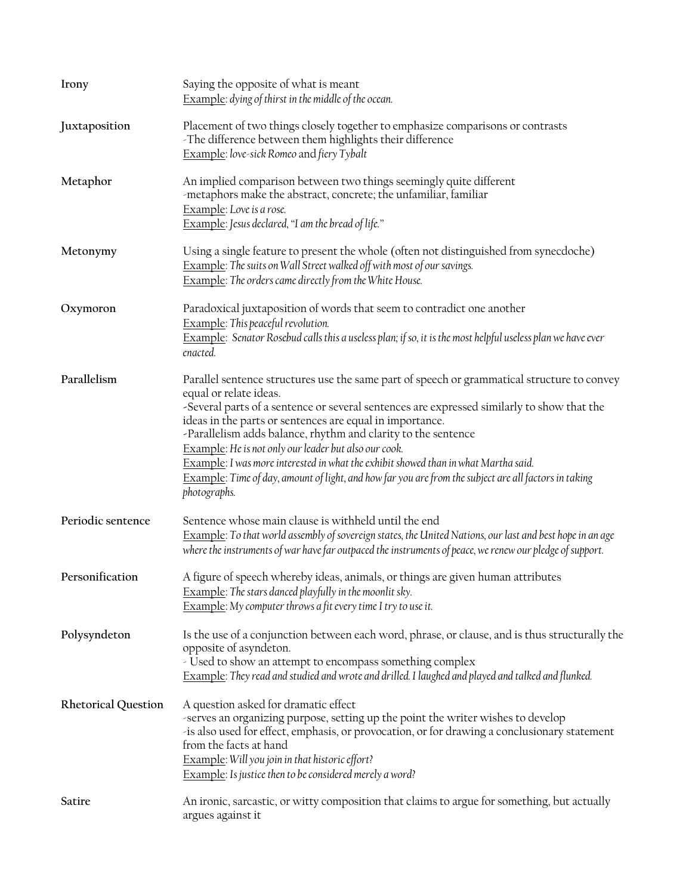**Irony**

Saying the opposite of what is meant
Example: *dying of thirst in the middle of the ocean.*

**Juxtaposition**

Placement of two things closely together to emphasize comparisons or contrasts
-The difference between them highlights their difference
Example: *love-sick Romeo* and *fiery Tybalt*

**Metaphor**

An implied comparison between two things seemingly quite different
-metaphors make the abstract, concrete; the unfamiliar, familiar
Example: *Love is a rose.*
Example: *Jesus declared, "I am the bread of life."*

**Metonymy**

Using a single feature to present the whole (often not distinguished from synecdoche)
Example: *The suits on Wall Street walked off with most of our savings.*
Example: *The orders came directly from the White House.*

**Oxymoron**

Paradoxical juxtaposition of words that seem to contradict one another
Example: *This peaceful revolution.*
Example: *Senator Rosebud calls this a useless plan; if so, it is the most helpful useless plan we have ever enacted.*

**Parallelism**

Parallel sentence structures use the same part of speech or grammatical structure to convey equal or relate ideas.
-Several parts of a sentence or several sentences are expressed similarly to show that the ideas in the parts or sentences are equal in importance.
-Parallelism adds balance, rhythm and clarity to the sentence
Example: *He is not only our leader but also our cook.*
Example: *I was more interested in what the exhibit showed than in what Martha said.*
Example: *Time of day, amount of light, and how far you are from the subject are all factors in taking photographs.*

**Periodic sentence**

Sentence whose main clause is withheld until the end
Example: *To that world assembly of sovereign states, the United Nations, our last and best hope in an age where the instruments of war have far outpaced the instruments of peace, we renew our pledge of support.*

**Personification**

A figure of speech whereby ideas, animals, or things are given human attributes
Example: *The stars danced playfully in the moonlit sky.*
Example: *My computer throws a fit every time I try to use it.*

**Polysyndeton**

Is the use of a conjunction between each word, phrase, or clause, and is thus structurally the opposite of asyndeton.
- Used to show an attempt to encompass something complex
Example: *They read and studied and wrote and drilled. I laughed and played and talked and flunked.*

**Rhetorical Question**

A question asked for dramatic effect
-serves an organizing purpose, setting up the point the writer wishes to develop
-is also used for effect, emphasis, or provocation, or for drawing a conclusionary statement from the facts at hand
Example: *Will you join in that historic effort?*
Example: *Is justice then to be considered merely a word?*

**Satire**

An ironic, sarcastic, or witty composition that claims to argue for something, but actually argues against it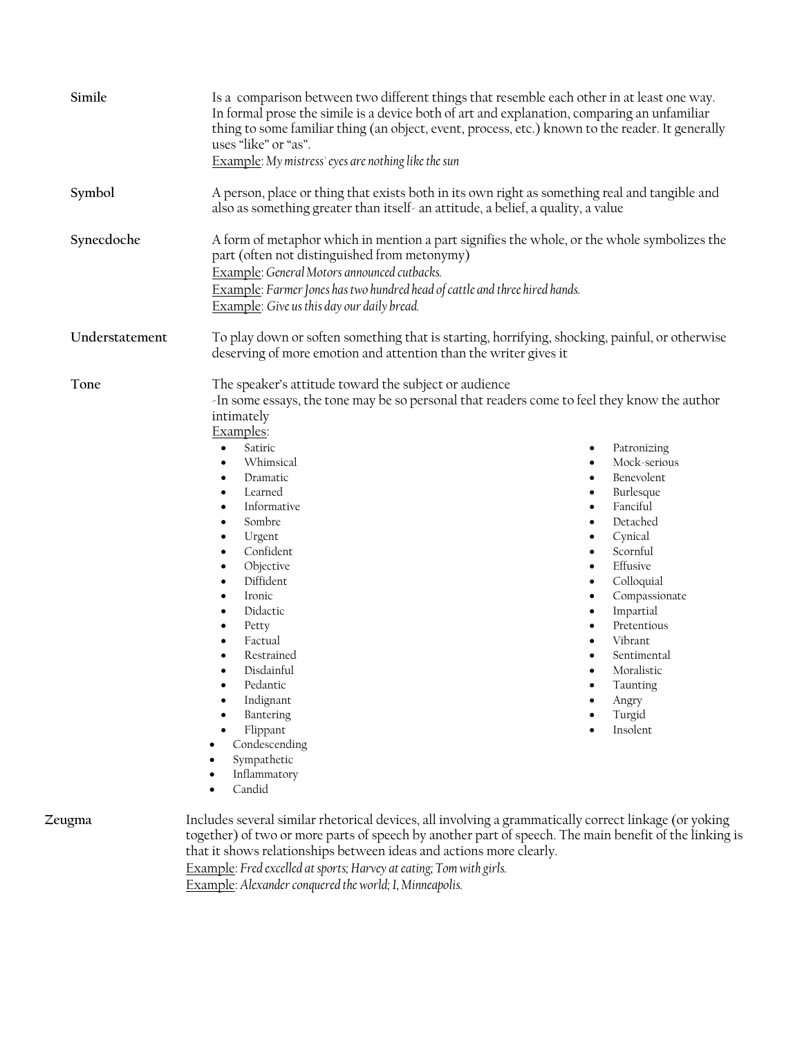**Simile**

Is a comparison between two different things that resemble each other in at least one way. In formal prose the simile is a device both of art and explanation, comparing an unfamiliar thing to some familiar thing (an object, event, process, etc.) known to the reader. It generally uses "like" or "as".
Example: *My mistress' eyes are nothing like the sun*

**Symbol**

A person, place or thing that exists both in its own right as something real and tangible and also as something greater than itself- an attitude, a belief, a quality, a value

**Synecdoche**

A form of metaphor which in mention a part signifies the whole, or the whole symbolizes the part (often not distinguished from metonymy)
Example: *General Motors announced cutbacks.*
Example: *Farmer Jones has two hundred head of cattle and three hired hands.*
Example: *Give us this day our daily bread.*

**Understatement**

To play down or soften something that is starting, horrifying, shocking, painful, or otherwise deserving of more emotion and attention than the writer gives it

**Tone**

The speaker's attitude toward the subject or audience
-In some essays, the tone may be so personal that readers come to feel they know the author intimately
Examples:

- Satiric
- Whimsical
- Dramatic
- Learned
- Informative
- Sombre
- Urgent
- Confident
- Objective
- Diffident
- Ironic
- Didactic
- Petty
- Factual
- Restrained
- Disdainful
- Pedantic
- Indignant
- Bantering
- Flippant
- Condescending
- Sympathetic
- Inflammatory
- Candid
- Patronizing
- Mock-serious
- Benevolent
- Burlesque
- Fanciful
- Detached
- Cynical
- Scornful
- Effusive
- Colloquial
- Compassionate
- Impartial
- Pretentious
- Vibrant
- Sentimental
- Moralistic
- Taunting
- Angry
- Turgid
- Insolent

**Zeugma**

Includes several similar rhetorical devices, all involving a grammatically correct linkage (or yoking together) of two or more parts of speech by another part of speech. The main benefit of the linking is that it shows relationships between ideas and actions more clearly.
Example: *Fred excelled at sports; Harvey at eating; Tom with girls.*
Example: *Alexander conquered the world; I, Minneapolis.*